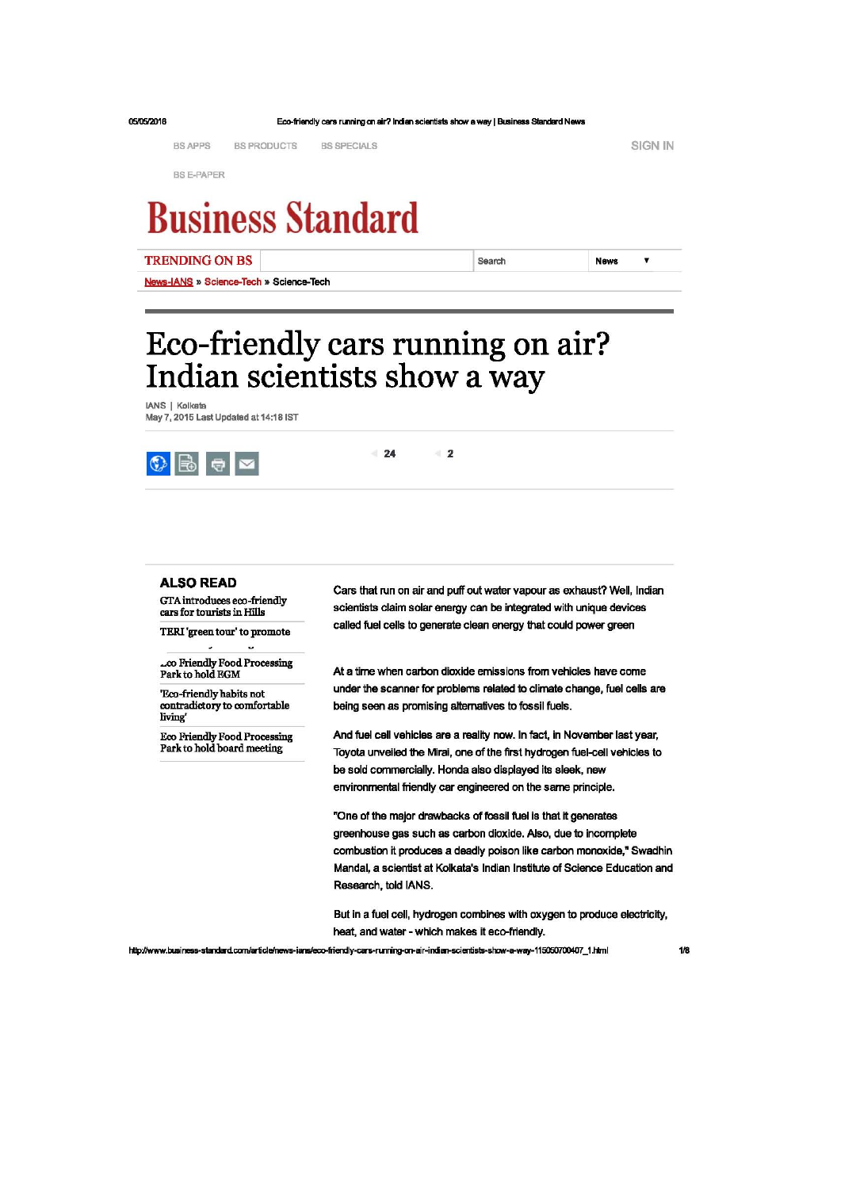BS APPS BS PRODUCTS BS SPECIALS SIGN IN

BS E-PAPER

# Business Standard

TRENDING ON BS | Search | News

News-IANS » Science-Tech » Science-Tech

# Eco-friendly cars running on air? Indian scientists show a way

IANS | Kolkata
May 7, 2015 Last Updated at 14:18 IST

24 2

## ALSO READ

GTA introduces eco-friendly cars for tourists in Hills

TERI 'green tour' to promote

Eco Friendly Food Processing Park to hold EGM

'Eco-friendly habits not contradictory to comfortable living'

Eco Friendly Food Processing Park to hold board meeting

Cars that run on air and puff out water vapour as exhaust? Well, Indian scientists claim solar energy can be integrated with unique devices called fuel cells to generate clean energy that could power green

At a time when carbon dioxide emissions from vehicles have come under the scanner for problems related to climate change, fuel cells are being seen as promising alternatives to fossil fuels.

And fuel cell vehicles are a reality now. In fact, in November last year, Toyota unveiled the Mirai, one of the first hydrogen fuel-cell vehicles to be sold commercially. Honda also displayed its sleek, new environmental friendly car engineered on the same principle.

"One of the major drawbacks of fossil fuel is that it generates greenhouse gas such as carbon dioxide. Also, due to incomplete combustion it produces a deadly poison like carbon monoxide," Swadhin Mandal, a scientist at Kolkata's Indian Institute of Science Education and Research, told IANS.

But in a fuel cell, hydrogen combines with oxygen to produce electricity, heat, and water - which makes it eco-friendly.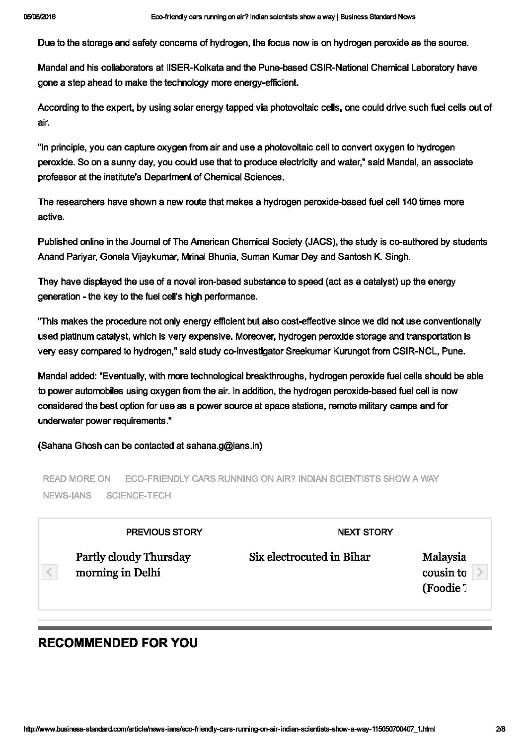Due to the storage and safety concerns of hydrogen, the focus now is on hydrogen peroxide as the source.

Mandal and his collaborators at IISER-Kolkata and the Pune-based CSIR-National Chemical Laboratory have gone a step ahead to make the technology more energy-efficient.

According to the expert, by using solar energy tapped via photovoltaic cells, one could drive such fuel cells out of air.

"In principle, you can capture oxygen from air and use a photovoltaic cell to convert oxygen to hydrogen peroxide. So on a sunny day, you could use that to produce electricity and water," said Mandal, an associate professor at the institute's Department of Chemical Sciences.

The researchers have shown a new route that makes a hydrogen peroxide-based fuel cell 140 times more active.

Published online in the Journal of The American Chemical Society (JACS), the study is co-authored by students Anand Pariyar, Gonela Vijaykumar, Mrinal Bhunia, Suman Kumar Dey and Santosh K. Singh.

They have displayed the use of a novel iron-based substance to speed (act as a catalyst) up the energy generation - the key to the fuel cell's high performance.

"This makes the procedure not only energy efficient but also cost-effective since we did not use conventionally used platinum catalyst, which is very expensive. Moreover, hydrogen peroxide storage and transportation is very easy compared to hydrogen," said study co-investigator Sreekumar Kurungot from CSIR-NCL, Pune.

Mandal added: "Eventually, with more technological breakthroughs, hydrogen peroxide fuel cells should be able to power automobiles using oxygen from the air. In addition, the hydrogen peroxide-based fuel cell is now considered the best option for use as a power source at space stations, remote military camps and for underwater power requirements."

(Sahana Ghosh can be contacted at sahana.g@ians.in)

READ MORE ON ECO-FRIENDLY CARS RUNNING ON AIR? INDIAN SCIENTISTS SHOW A WAY NEWS-IANS SCIENCE-TECH

PREVIOUS STORY

Partly cloudy Thursday morning in Delhi

NEXT STORY

Six electrocuted in Bihar

Malaysia cousin to (Foodie

## RECOMMENDED FOR YOU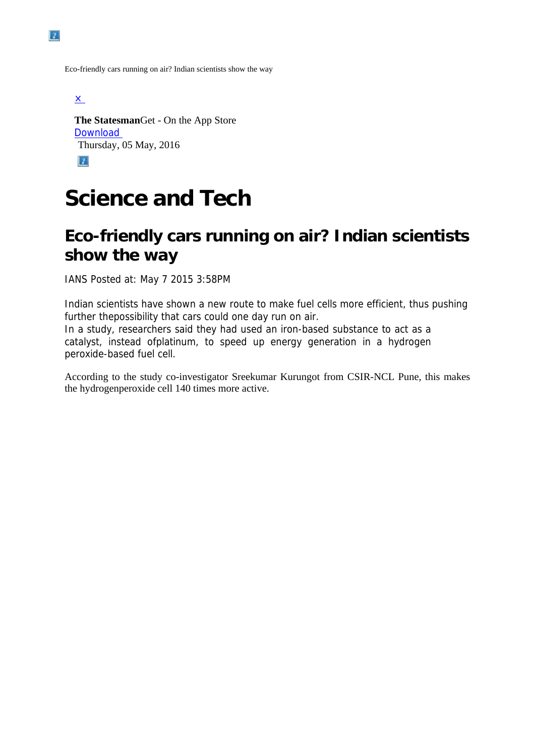Eco-friendly cars running on air? Indian scientists show the way

[x](#)

**The Statesman**Get - On the App Store
[Download](#)
Thursday, 05 May, 2016

# Science and Tech

## Eco-friendly cars running on air? Indian scientists show the way

IANS Posted at: May 7 2015 3:58PM

Indian scientists have shown a new route to make fuel cells more efficient, thus pushing further thepossibility that cars could one day run on air.
In a study, researchers said they had used an iron-based substance to act as a catalyst, instead ofplatinum, to speed up energy generation in a hydrogen peroxide-based fuel cell.

According to the study co-investigator Sreekumar Kurungot from CSIR-NCL Pune, this makes the hydrogenperoxide cell 140 times more active.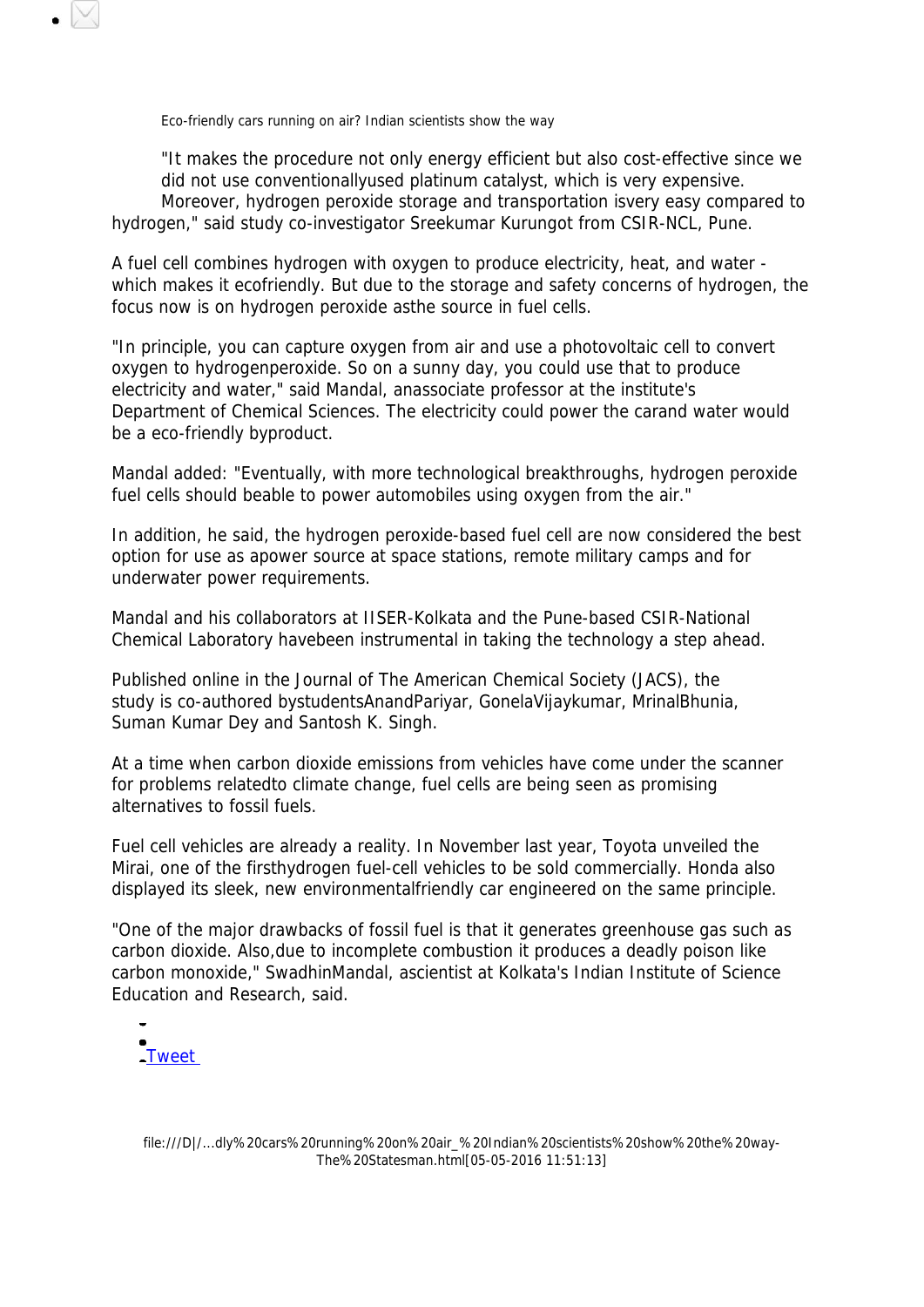Eco-friendly cars running on air? Indian scientists show the way

"It makes the procedure not only energy efficient but also cost-effective since we did not use conventionallyused platinum catalyst, which is very expensive. Moreover, hydrogen peroxide storage and transportation isvery easy compared to hydrogen," said study co-investigator Sreekumar Kurungot from CSIR-NCL, Pune.

A fuel cell combines hydrogen with oxygen to produce electricity, heat, and water - which makes it ecofriendly. But due to the storage and safety concerns of hydrogen, the focus now is on hydrogen peroxide asthe source in fuel cells.

"In principle, you can capture oxygen from air and use a photovoltaic cell to convert oxygen to hydrogenperoxide. So on a sunny day, you could use that to produce electricity and water," said Mandal, anassociate professor at the institute's Department of Chemical Sciences. The electricity could power the carand water would be a eco-friendly byproduct.

Mandal added: "Eventually, with more technological breakthroughs, hydrogen peroxide fuel cells should beable to power automobiles using oxygen from the air."

In addition, he said, the hydrogen peroxide-based fuel cell are now considered the best option for use as apower source at space stations, remote military camps and for underwater power requirements.

Mandal and his collaborators at IISER-Kolkata and the Pune-based CSIR-National Chemical Laboratory havebeen instrumental in taking the technology a step ahead.

Published online in the Journal of The American Chemical Society (JACS), the study is co-authored bystudentsAnandPariyar, GonelaVijaykumar, MrinalBhunia, Suman Kumar Dey and Santosh K. Singh.

At a time when carbon dioxide emissions from vehicles have come under the scanner for problems relatedto climate change, fuel cells are being seen as promising alternatives to fossil fuels.

Fuel cell vehicles are already a reality. In November last year, Toyota unveiled the Mirai, one of the firsthydrogen fuel-cell vehicles to be sold commercially. Honda also displayed its sleek, new environmentalfriendly car engineered on the same principle.

"One of the major drawbacks of fossil fuel is that it generates greenhouse gas such as carbon dioxide. Also,due to incomplete combustion it produces a deadly poison like carbon monoxide," SwadhinMandal, ascientist at Kolkata's Indian Institute of Science Education and Research, said.

- Tweet